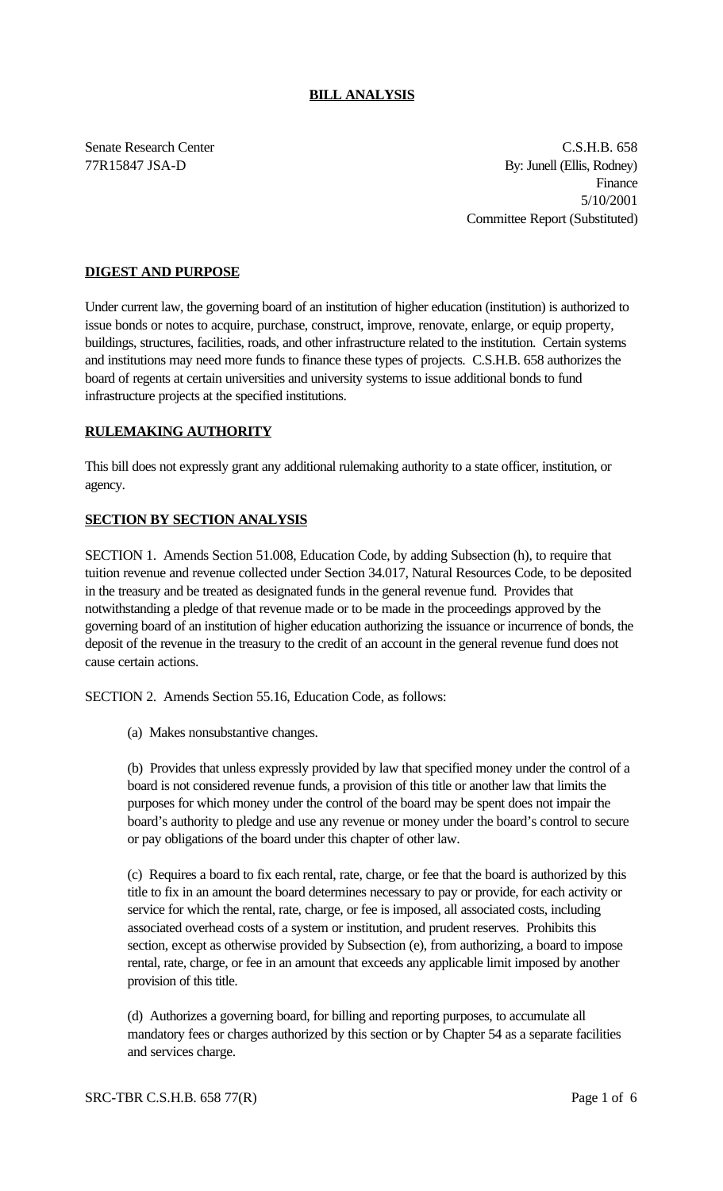## BILL ANALYSIS

Senate Research Center
77R15847 JSA-D

C.S.H.B. 658
By: Junell (Ellis, Rodney)
Finance
5/10/2001
Committee Report (Substituted)

### DIGEST AND PURPOSE

Under current law, the governing board of an institution of higher education (institution) is authorized to issue bonds or notes to acquire, purchase, construct, improve, renovate, enlarge, or equip property, buildings, structures, facilities, roads, and other infrastructure related to the institution. Certain systems and institutions may need more funds to finance these types of projects. C.S.H.B. 658 authorizes the board of regents at certain universities and university systems to issue additional bonds to fund infrastructure projects at the specified institutions.

### RULEMAKING AUTHORITY

This bill does not expressly grant any additional rulemaking authority to a state officer, institution, or agency.

### SECTION BY SECTION ANALYSIS

SECTION 1. Amends Section 51.008, Education Code, by adding Subsection (h), to require that tuition revenue and revenue collected under Section 34.017, Natural Resources Code, to be deposited in the treasury and be treated as designated funds in the general revenue fund. Provides that notwithstanding a pledge of that revenue made or to be made in the proceedings approved by the governing board of an institution of higher education authorizing the issuance or incurrence of bonds, the deposit of the revenue in the treasury to the credit of an account in the general revenue fund does not cause certain actions.

SECTION 2. Amends Section 55.16, Education Code, as follows:

(a) Makes nonsubstantive changes.

(b) Provides that unless expressly provided by law that specified money under the control of a board is not considered revenue funds, a provision of this title or another law that limits the purposes for which money under the control of the board may be spent does not impair the board's authority to pledge and use any revenue or money under the board's control to secure or pay obligations of the board under this chapter of other law.

(c) Requires a board to fix each rental, rate, charge, or fee that the board is authorized by this title to fix in an amount the board determines necessary to pay or provide, for each activity or service for which the rental, rate, charge, or fee is imposed, all associated costs, including associated overhead costs of a system or institution, and prudent reserves. Prohibits this section, except as otherwise provided by Subsection (e), from authorizing, a board to impose rental, rate, charge, or fee in an amount that exceeds any applicable limit imposed by another provision of this title.

(d) Authorizes a governing board, for billing and reporting purposes, to accumulate all mandatory fees or charges authorized by this section or by Chapter 54 as a separate facilities and services charge.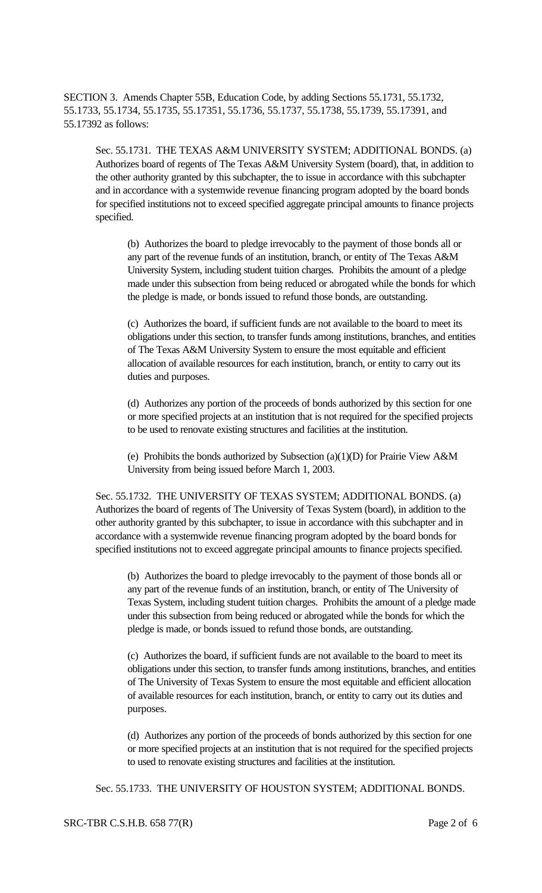SECTION 3. Amends Chapter 55B, Education Code, by adding Sections 55.1731, 55.1732, 55.1733, 55.1734, 55.1735, 55.17351, 55.1736, 55.1737, 55.1738, 55.1739, 55.17391, and 55.17392 as follows:

Sec. 55.1731. THE TEXAS A&M UNIVERSITY SYSTEM; ADDITIONAL BONDS. (a) Authorizes board of regents of The Texas A&M University System (board), that, in addition to the other authority granted by this subchapter, the to issue in accordance with this subchapter and in accordance with a systemwide revenue financing program adopted by the board bonds for specified institutions not to exceed specified aggregate principal amounts to finance projects specified.

(b) Authorizes the board to pledge irrevocably to the payment of those bonds all or any part of the revenue funds of an institution, branch, or entity of The Texas A&M University System, including student tuition charges. Prohibits the amount of a pledge made under this subsection from being reduced or abrogated while the bonds for which the pledge is made, or bonds issued to refund those bonds, are outstanding.

(c) Authorizes the board, if sufficient funds are not available to the board to meet its obligations under this section, to transfer funds among institutions, branches, and entities of The Texas A&M University System to ensure the most equitable and efficient allocation of available resources for each institution, branch, or entity to carry out its duties and purposes.

(d) Authorizes any portion of the proceeds of bonds authorized by this section for one or more specified projects at an institution that is not required for the specified projects to be used to renovate existing structures and facilities at the institution.

(e) Prohibits the bonds authorized by Subsection (a)(1)(D) for Prairie View A&M University from being issued before March 1, 2003.

Sec. 55.1732. THE UNIVERSITY OF TEXAS SYSTEM; ADDITIONAL BONDS. (a) Authorizes the board of regents of The University of Texas System (board), in addition to the other authority granted by this subchapter, to issue in accordance with this subchapter and in accordance with a systemwide revenue financing program adopted by the board bonds for specified institutions not to exceed aggregate principal amounts to finance projects specified.

(b) Authorizes the board to pledge irrevocably to the payment of those bonds all or any part of the revenue funds of an institution, branch, or entity of The University of Texas System, including student tuition charges. Prohibits the amount of a pledge made under this subsection from being reduced or abrogated while the bonds for which the pledge is made, or bonds issued to refund those bonds, are outstanding.

(c) Authorizes the board, if sufficient funds are not available to the board to meet its obligations under this section, to transfer funds among institutions, branches, and entities of The University of Texas System to ensure the most equitable and efficient allocation of available resources for each institution, branch, or entity to carry out its duties and purposes.

(d) Authorizes any portion of the proceeds of bonds authorized by this section for one or more specified projects at an institution that is not required for the specified projects to used to renovate existing structures and facilities at the institution.

Sec. 55.1733. THE UNIVERSITY OF HOUSTON SYSTEM; ADDITIONAL BONDS.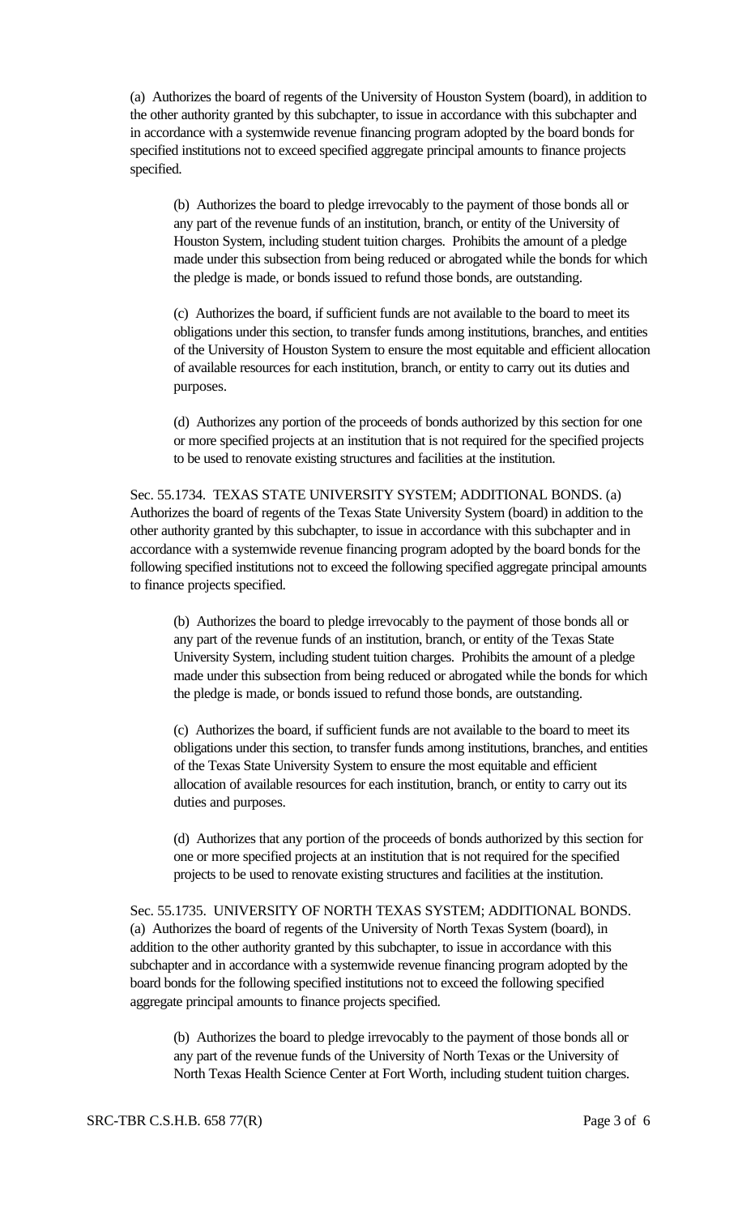(a) Authorizes the board of regents of the University of Houston System (board), in addition to the other authority granted by this subchapter, to issue in accordance with this subchapter and in accordance with a systemwide revenue financing program adopted by the board bonds for specified institutions not to exceed specified aggregate principal amounts to finance projects specified.

(b) Authorizes the board to pledge irrevocably to the payment of those bonds all or any part of the revenue funds of an institution, branch, or entity of the University of Houston System, including student tuition charges. Prohibits the amount of a pledge made under this subsection from being reduced or abrogated while the bonds for which the pledge is made, or bonds issued to refund those bonds, are outstanding.

(c) Authorizes the board, if sufficient funds are not available to the board to meet its obligations under this section, to transfer funds among institutions, branches, and entities of the University of Houston System to ensure the most equitable and efficient allocation of available resources for each institution, branch, or entity to carry out its duties and purposes.

(d) Authorizes any portion of the proceeds of bonds authorized by this section for one or more specified projects at an institution that is not required for the specified projects to be used to renovate existing structures and facilities at the institution.

Sec. 55.1734. TEXAS STATE UNIVERSITY SYSTEM; ADDITIONAL BONDS. (a) Authorizes the board of regents of the Texas State University System (board) in addition to the other authority granted by this subchapter, to issue in accordance with this subchapter and in accordance with a systemwide revenue financing program adopted by the board bonds for the following specified institutions not to exceed the following specified aggregate principal amounts to finance projects specified.

(b) Authorizes the board to pledge irrevocably to the payment of those bonds all or any part of the revenue funds of an institution, branch, or entity of the Texas State University System, including student tuition charges. Prohibits the amount of a pledge made under this subsection from being reduced or abrogated while the bonds for which the pledge is made, or bonds issued to refund those bonds, are outstanding.

(c) Authorizes the board, if sufficient funds are not available to the board to meet its obligations under this section, to transfer funds among institutions, branches, and entities of the Texas State University System to ensure the most equitable and efficient allocation of available resources for each institution, branch, or entity to carry out its duties and purposes.

(d) Authorizes that any portion of the proceeds of bonds authorized by this section for one or more specified projects at an institution that is not required for the specified projects to be used to renovate existing structures and facilities at the institution.

Sec. 55.1735. UNIVERSITY OF NORTH TEXAS SYSTEM; ADDITIONAL BONDS. (a) Authorizes the board of regents of the University of North Texas System (board), in addition to the other authority granted by this subchapter, to issue in accordance with this subchapter and in accordance with a systemwide revenue financing program adopted by the board bonds for the following specified institutions not to exceed the following specified aggregate principal amounts to finance projects specified.

(b) Authorizes the board to pledge irrevocably to the payment of those bonds all or any part of the revenue funds of the University of North Texas or the University of North Texas Health Science Center at Fort Worth, including student tuition charges.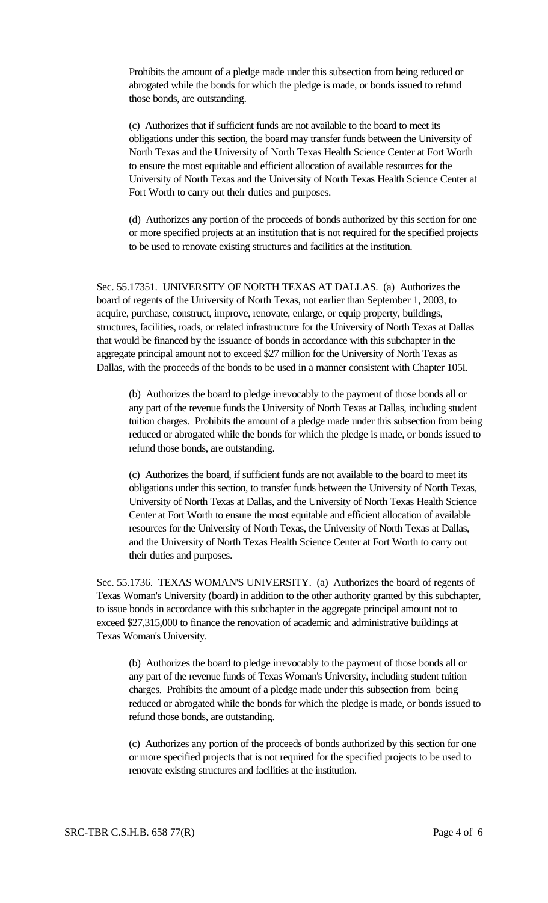Prohibits the amount of a pledge made under this subsection from being reduced or abrogated while the bonds for which the pledge is made, or bonds issued to refund those bonds, are outstanding.

(c) Authorizes that if sufficient funds are not available to the board to meet its obligations under this section, the board may transfer funds between the University of North Texas and the University of North Texas Health Science Center at Fort Worth to ensure the most equitable and efficient allocation of available resources for the University of North Texas and the University of North Texas Health Science Center at Fort Worth to carry out their duties and purposes.

(d) Authorizes any portion of the proceeds of bonds authorized by this section for one or more specified projects at an institution that is not required for the specified projects to be used to renovate existing structures and facilities at the institution.

Sec. 55.17351. UNIVERSITY OF NORTH TEXAS AT DALLAS. (a) Authorizes the board of regents of the University of North Texas, not earlier than September 1, 2003, to acquire, purchase, construct, improve, renovate, enlarge, or equip property, buildings, structures, facilities, roads, or related infrastructure for the University of North Texas at Dallas that would be financed by the issuance of bonds in accordance with this subchapter in the aggregate principal amount not to exceed $27 million for the University of North Texas as Dallas, with the proceeds of the bonds to be used in a manner consistent with Chapter 105I.

(b) Authorizes the board to pledge irrevocably to the payment of those bonds all or any part of the revenue funds the University of North Texas at Dallas, including student tuition charges. Prohibits the amount of a pledge made under this subsection from being reduced or abrogated while the bonds for which the pledge is made, or bonds issued to refund those bonds, are outstanding.

(c) Authorizes the board, if sufficient funds are not available to the board to meet its obligations under this section, to transfer funds between the University of North Texas, University of North Texas at Dallas, and the University of North Texas Health Science Center at Fort Worth to ensure the most equitable and efficient allocation of available resources for the University of North Texas, the University of North Texas at Dallas, and the University of North Texas Health Science Center at Fort Worth to carry out their duties and purposes.

Sec. 55.1736. TEXAS WOMAN'S UNIVERSITY. (a) Authorizes the board of regents of Texas Woman's University (board) in addition to the other authority granted by this subchapter, to issue bonds in accordance with this subchapter in the aggregate principal amount not to exceed $27,315,000 to finance the renovation of academic and administrative buildings at Texas Woman's University.

(b) Authorizes the board to pledge irrevocably to the payment of those bonds all or any part of the revenue funds of Texas Woman's University, including student tuition charges. Prohibits the amount of a pledge made under this subsection from being reduced or abrogated while the bonds for which the pledge is made, or bonds issued to refund those bonds, are outstanding.

(c) Authorizes any portion of the proceeds of bonds authorized by this section for one or more specified projects that is not required for the specified projects to be used to renovate existing structures and facilities at the institution.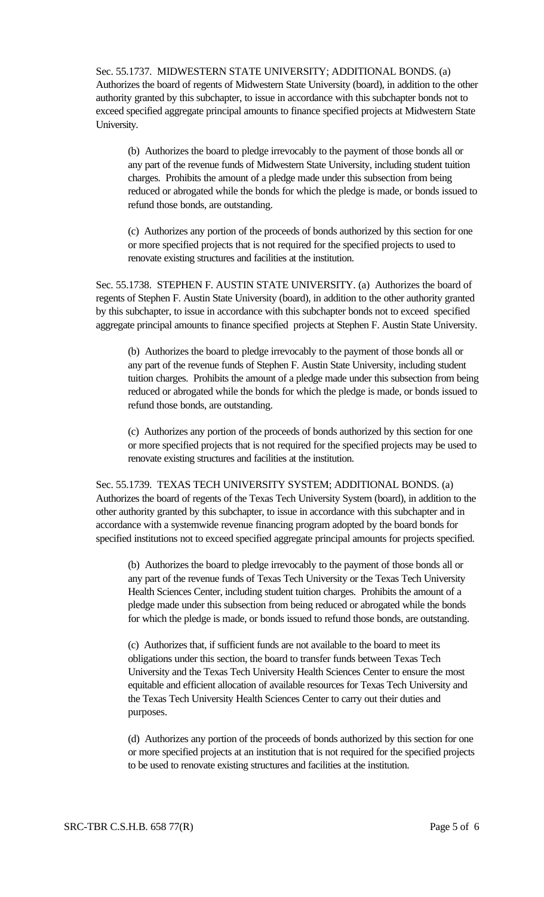Sec. 55.1737. MIDWESTERN STATE UNIVERSITY; ADDITIONAL BONDS. (a) Authorizes the board of regents of Midwestern State University (board), in addition to the other authority granted by this subchapter, to issue in accordance with this subchapter bonds not to exceed specified aggregate principal amounts to finance specified projects at Midwestern State University.

(b) Authorizes the board to pledge irrevocably to the payment of those bonds all or any part of the revenue funds of Midwestern State University, including student tuition charges. Prohibits the amount of a pledge made under this subsection from being reduced or abrogated while the bonds for which the pledge is made, or bonds issued to refund those bonds, are outstanding.

(c) Authorizes any portion of the proceeds of bonds authorized by this section for one or more specified projects that is not required for the specified projects to used to renovate existing structures and facilities at the institution.

Sec. 55.1738. STEPHEN F. AUSTIN STATE UNIVERSITY. (a) Authorizes the board of regents of Stephen F. Austin State University (board), in addition to the other authority granted by this subchapter, to issue in accordance with this subchapter bonds not to exceed specified aggregate principal amounts to finance specified projects at Stephen F. Austin State University.

(b) Authorizes the board to pledge irrevocably to the payment of those bonds all or any part of the revenue funds of Stephen F. Austin State University, including student tuition charges. Prohibits the amount of a pledge made under this subsection from being reduced or abrogated while the bonds for which the pledge is made, or bonds issued to refund those bonds, are outstanding.

(c) Authorizes any portion of the proceeds of bonds authorized by this section for one or more specified projects that is not required for the specified projects may be used to renovate existing structures and facilities at the institution.

Sec. 55.1739. TEXAS TECH UNIVERSITY SYSTEM; ADDITIONAL BONDS. (a) Authorizes the board of regents of the Texas Tech University System (board), in addition to the other authority granted by this subchapter, to issue in accordance with this subchapter and in accordance with a systemwide revenue financing program adopted by the board bonds for specified institutions not to exceed specified aggregate principal amounts for projects specified.

(b) Authorizes the board to pledge irrevocably to the payment of those bonds all or any part of the revenue funds of Texas Tech University or the Texas Tech University Health Sciences Center, including student tuition charges. Prohibits the amount of a pledge made under this subsection from being reduced or abrogated while the bonds for which the pledge is made, or bonds issued to refund those bonds, are outstanding.

(c) Authorizes that, if sufficient funds are not available to the board to meet its obligations under this section, the board to transfer funds between Texas Tech University and the Texas Tech University Health Sciences Center to ensure the most equitable and efficient allocation of available resources for Texas Tech University and the Texas Tech University Health Sciences Center to carry out their duties and purposes.

(d) Authorizes any portion of the proceeds of bonds authorized by this section for one or more specified projects at an institution that is not required for the specified projects to be used to renovate existing structures and facilities at the institution.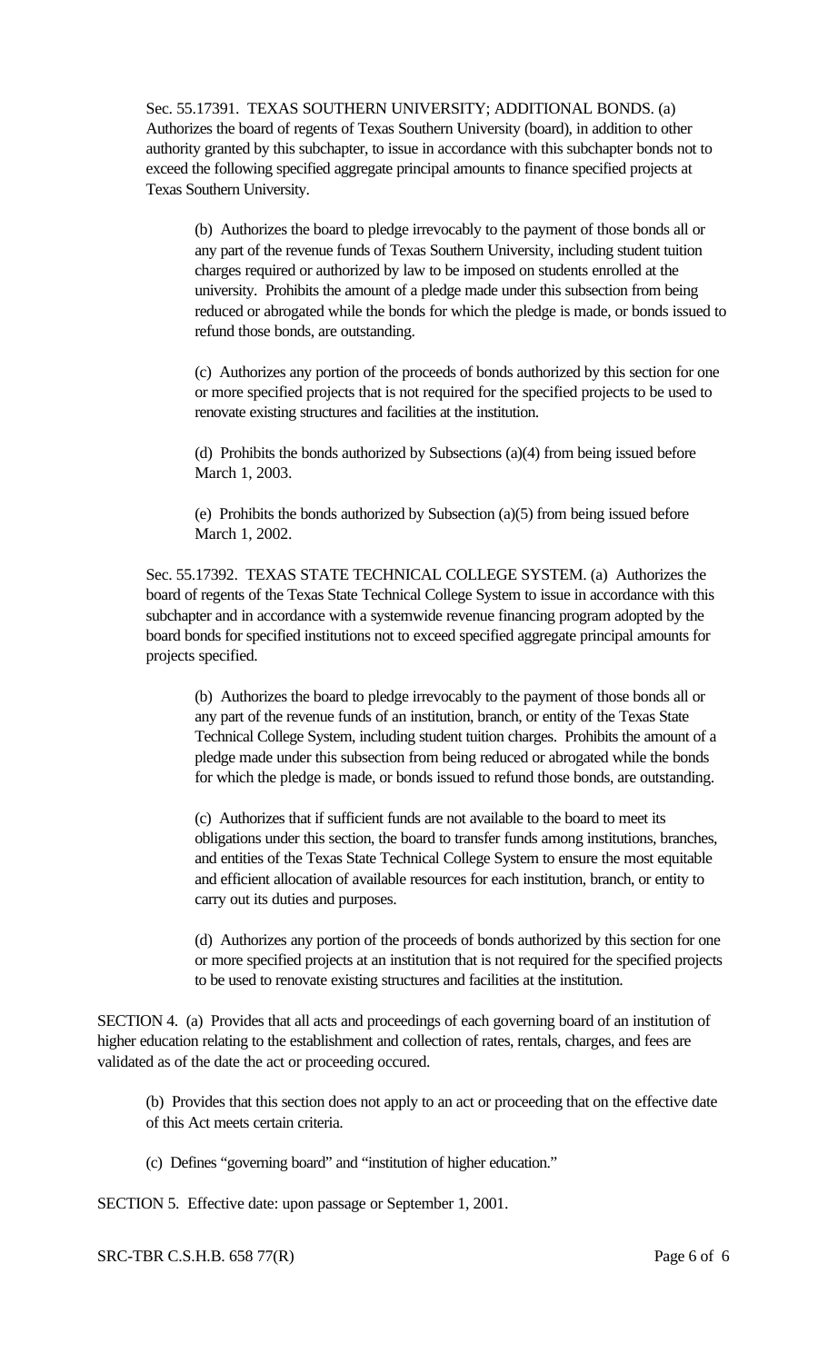Sec. 55.17391. TEXAS SOUTHERN UNIVERSITY; ADDITIONAL BONDS. (a) Authorizes the board of regents of Texas Southern University (board), in addition to other authority granted by this subchapter, to issue in accordance with this subchapter bonds not to exceed the following specified aggregate principal amounts to finance specified projects at Texas Southern University.

(b) Authorizes the board to pledge irrevocably to the payment of those bonds all or any part of the revenue funds of Texas Southern University, including student tuition charges required or authorized by law to be imposed on students enrolled at the university. Prohibits the amount of a pledge made under this subsection from being reduced or abrogated while the bonds for which the pledge is made, or bonds issued to refund those bonds, are outstanding.

(c) Authorizes any portion of the proceeds of bonds authorized by this section for one or more specified projects that is not required for the specified projects to be used to renovate existing structures and facilities at the institution.

(d) Prohibits the bonds authorized by Subsections (a)(4) from being issued before March 1, 2003.

(e) Prohibits the bonds authorized by Subsection (a)(5) from being issued before March 1, 2002.

Sec. 55.17392. TEXAS STATE TECHNICAL COLLEGE SYSTEM. (a) Authorizes the board of regents of the Texas State Technical College System to issue in accordance with this subchapter and in accordance with a systemwide revenue financing program adopted by the board bonds for specified institutions not to exceed specified aggregate principal amounts for projects specified.

(b) Authorizes the board to pledge irrevocably to the payment of those bonds all or any part of the revenue funds of an institution, branch, or entity of the Texas State Technical College System, including student tuition charges. Prohibits the amount of a pledge made under this subsection from being reduced or abrogated while the bonds for which the pledge is made, or bonds issued to refund those bonds, are outstanding.

(c) Authorizes that if sufficient funds are not available to the board to meet its obligations under this section, the board to transfer funds among institutions, branches, and entities of the Texas State Technical College System to ensure the most equitable and efficient allocation of available resources for each institution, branch, or entity to carry out its duties and purposes.

(d) Authorizes any portion of the proceeds of bonds authorized by this section for one or more specified projects at an institution that is not required for the specified projects to be used to renovate existing structures and facilities at the institution.

SECTION 4. (a) Provides that all acts and proceedings of each governing board of an institution of higher education relating to the establishment and collection of rates, rentals, charges, and fees are validated as of the date the act or proceeding occured.

(b) Provides that this section does not apply to an act or proceeding that on the effective date of this Act meets certain criteria.

(c) Defines "governing board" and "institution of higher education."

SECTION 5. Effective date: upon passage or September 1, 2001.

SRC-TBR C.S.H.B. 658 77(R)